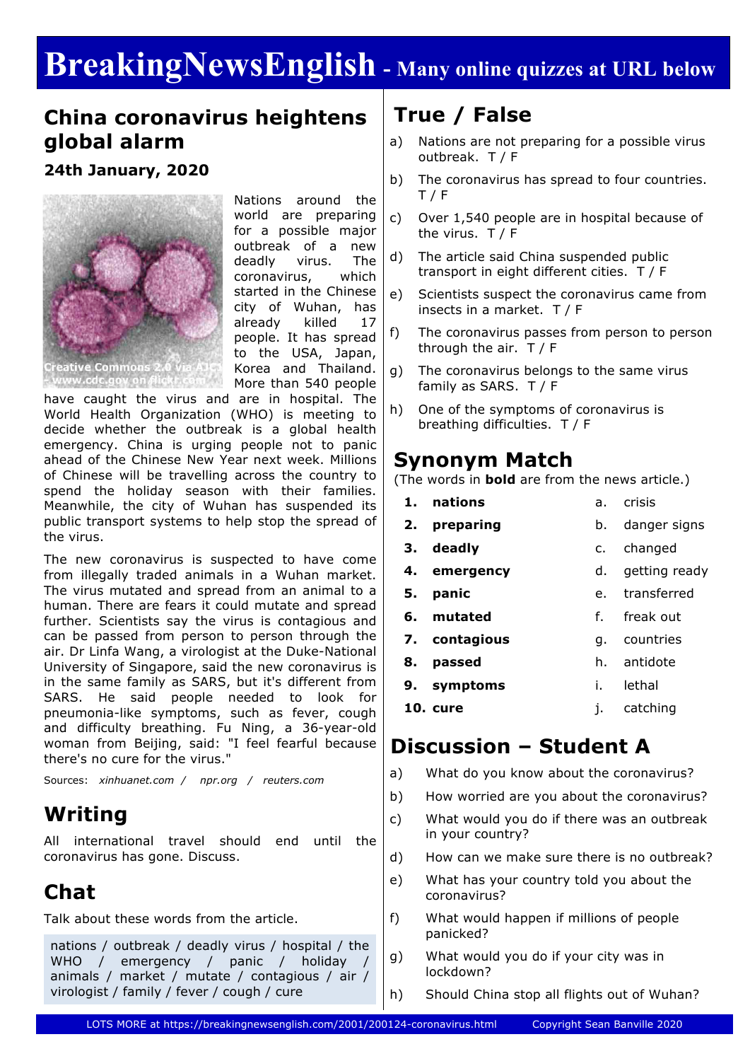# BreakingNewsEnglish - Many online quizzes at URL below

## China coronavirus heightens global alarm

### 24th January, 2020

Creative Commons 2.0 via AJC - www.cdc.gov on flickr.com

Nations around the world are preparing for a possible major outbreak of a new deadly virus. The coronavirus, which started in the Chinese city of Wuhan, has already killed 17 people. It has spread to the USA, Japan, Korea and Thailand. More than 540 people have caught the virus and are in hospital. The World Health Organization (WHO) is meeting to decide whether the outbreak is a global health emergency. China is urging people not to panic ahead of the Chinese New Year next week. Millions of Chinese will be travelling across the country to spend the holiday season with their families. Meanwhile, the city of Wuhan has suspended its public transport systems to help stop the spread of the virus.

The new coronavirus is suspected to have come from illegally traded animals in a Wuhan market. The virus mutated and spread from an animal to a human. There are fears it could mutate and spread further. Scientists say the virus is contagious and can be passed from person to person through the air. Dr Linfa Wang, a virologist at the Duke-National University of Singapore, said the new coronavirus is in the same family as SARS, but it's different from SARS. He said people needed to look for pneumonia-like symptoms, such as fever, cough and difficulty breathing. Fu Ning, a 36-year-old woman from Beijing, said: "I feel fearful because there's no cure for the virus."

Sources: *xinhuanet.com / npr.org / reuters.com*

## Writing

All international travel should end until the coronavirus has gone. Discuss.

## Chat

Talk about these words from the article.

nations / outbreak / deadly virus / hospital / the WHO / emergency / panic / holiday / animals / market / mutate / contagious / air / virologist / family / fever / cough / cure

## True / False

a) Nations are not preparing for a possible virus outbreak. T / F

b) The coronavirus has spread to four countries. T / F

c) Over 1,540 people are in hospital because of the virus. T / F

d) The article said China suspended public transport in eight different cities. T / F

e) Scientists suspect the coronavirus came from insects in a market. T / F

f) The coronavirus passes from person to person through the air. T / F

g) The coronavirus belongs to the same virus family as SARS. T / F

h) One of the symptoms of coronavirus is breathing difficulties. T / F

## Synonym Match

(The words in **bold** are from the news article.)

| | | | |
|---|---|---|---|
| 1. | **nations** | a. | crisis |
| 2. | **preparing** | b. | danger signs |
| 3. | **deadly** | c. | changed |
| 4. | **emergency** | d. | getting ready |
| 5. | **panic** | e. | transferred |
| 6. | **mutated** | f. | freak out |
| 7. | **contagious** | g. | countries |
| 8. | **passed** | h. | antidote |
| 9. | **symptoms** | i. | lethal |
| 10. | **cure** | j. | catching |

## Discussion – Student A

a) What do you know about the coronavirus?

b) How worried are you about the coronavirus?

c) What would you do if there was an outbreak in your country?

d) How can we make sure there is no outbreak?

e) What has your country told you about the coronavirus?

f) What would happen if millions of people panicked?

g) What would you do if your city was in lockdown?

h) Should China stop all flights out of Wuhan?

LOTS MORE at https://breakingnewsenglish.com/2001/200124-coronavirus.html Copyright Sean Banville 2020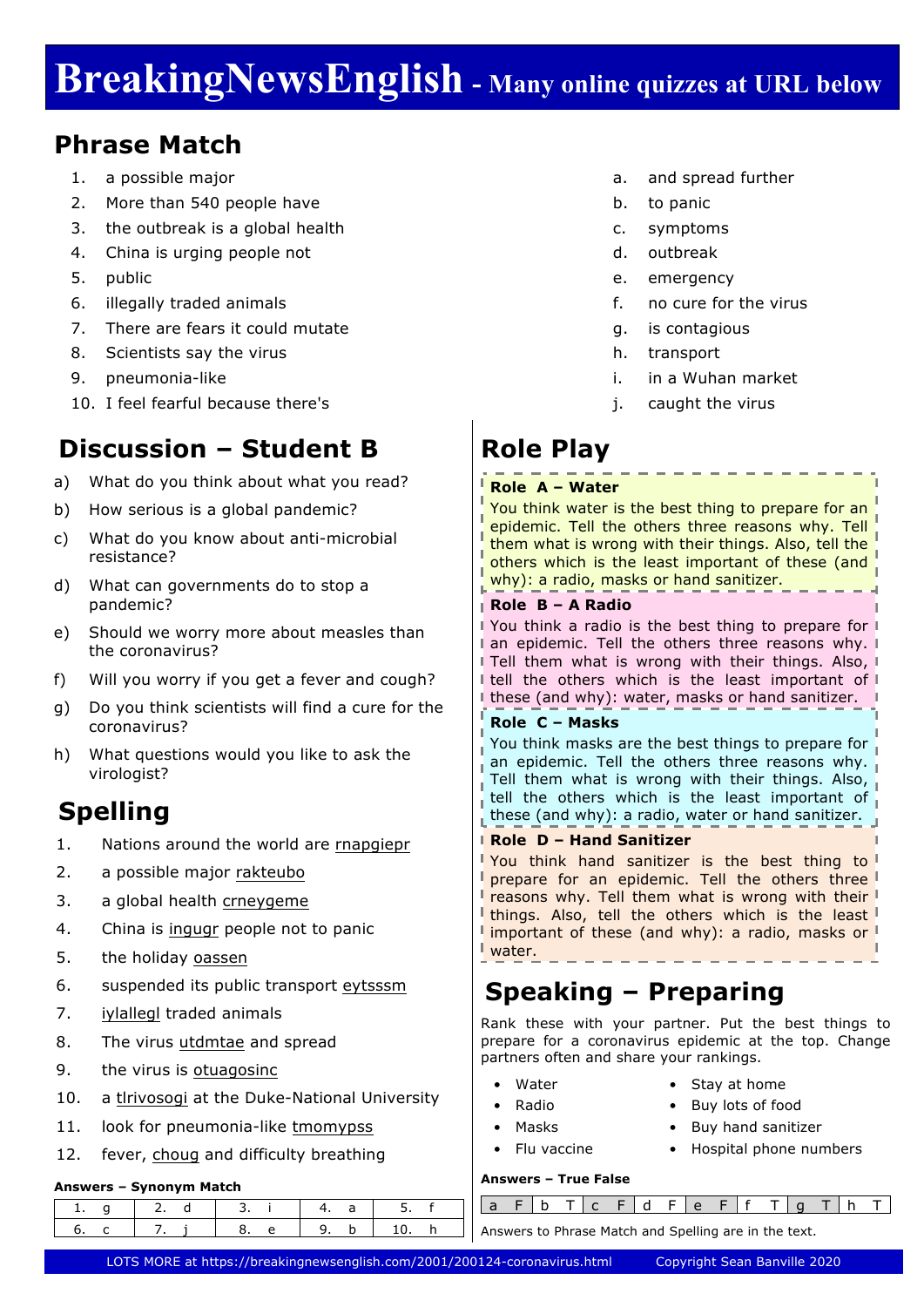# BreakingNewsEnglish - Many online quizzes at URL below

## Phrase Match

1. a possible major
2. More than 540 people have
3. the outbreak is a global health
4. China is urging people not
5. public
6. illegally traded animals
7. There are fears it could mutate
8. Scientists say the virus
9. pneumonia-like
10. I feel fearful because there's

a. and spread further
b. to panic
c. symptoms
d. outbreak
e. emergency
f. no cure for the virus
g. is contagious
h. transport
i. in a Wuhan market
j. caught the virus

## Discussion – Student B

a) What do you think about what you read?
b) How serious is a global pandemic?
c) What do you know about anti-microbial resistance?
d) What can governments do to stop a pandemic?
e) Should we worry more about measles than the coronavirus?
f) Will you worry if you get a fever and cough?
g) Do you think scientists will find a cure for the coronavirus?
h) What questions would you like to ask the virologist?

## Spelling

1. Nations around the world are rnapgiepr
2. a possible major rakteubo
3. a global health crneygeme
4. China is ingugr people not to panic
5. the holiday oassen
6. suspended its public transport eytsssm
7. iylallegl traded animals
8. The virus utdmtae and spread
9. the virus is otuagosinc
10. a tlrivosogi at the Duke-National University
11. look for pneumonia-like tmomypss
12. fever, choug and difficulty breathing

**Answers – Synonym Match**

| | | | | |
|---|---|---|---|---|
| 1. g | 2. d | 3. i | 4. a | 5. f |
| 6. c | 7. j | 8. e | 9. b | 10. h |

## Role Play

**Role A – Water**
You think water is the best thing to prepare for an epidemic. Tell the others three reasons why. Tell them what is wrong with their things. Also, tell the others which is the least important of these (and why): a radio, masks or hand sanitizer.

**Role B – A Radio**
You think a radio is the best thing to prepare for an epidemic. Tell the others three reasons why. Tell them what is wrong with their things. Also, tell the others which is the least important of these (and why): water, masks or hand sanitizer.

**Role C – Masks**
You think masks are the best things to prepare for an epidemic. Tell the others three reasons why. Tell them what is wrong with their things. Also, tell the others which is the least important of these (and why): a radio, water or hand sanitizer.

**Role D – Hand Sanitizer**
You think hand sanitizer is the best thing to prepare for an epidemic. Tell the others three reasons why. Tell them what is wrong with their things. Also, tell the others which is the least important of these (and why): a radio, masks or water.

## Speaking – Preparing

Rank these with your partner. Put the best things to prepare for a coronavirus epidemic at the top. Change partners often and share your rankings.

- Water
- Radio
- Masks
- Flu vaccine
- Stay at home
- Buy lots of food
- Buy hand sanitizer
- Hospital phone numbers

**Answers – True False**

| | | | | | | | | | | | | | | | |
|---|---|---|---|---|---|---|---|---|---|---|---|---|---|---|---|
| a | F | b | T | c | F | d | F | e | F | f | T | g | T | h | T |

Answers to Phrase Match and Spelling are in the text.

LOTS MORE at https://breakingnewsenglish.com/2001/200124-coronavirus.html Copyright Sean Banville 2020